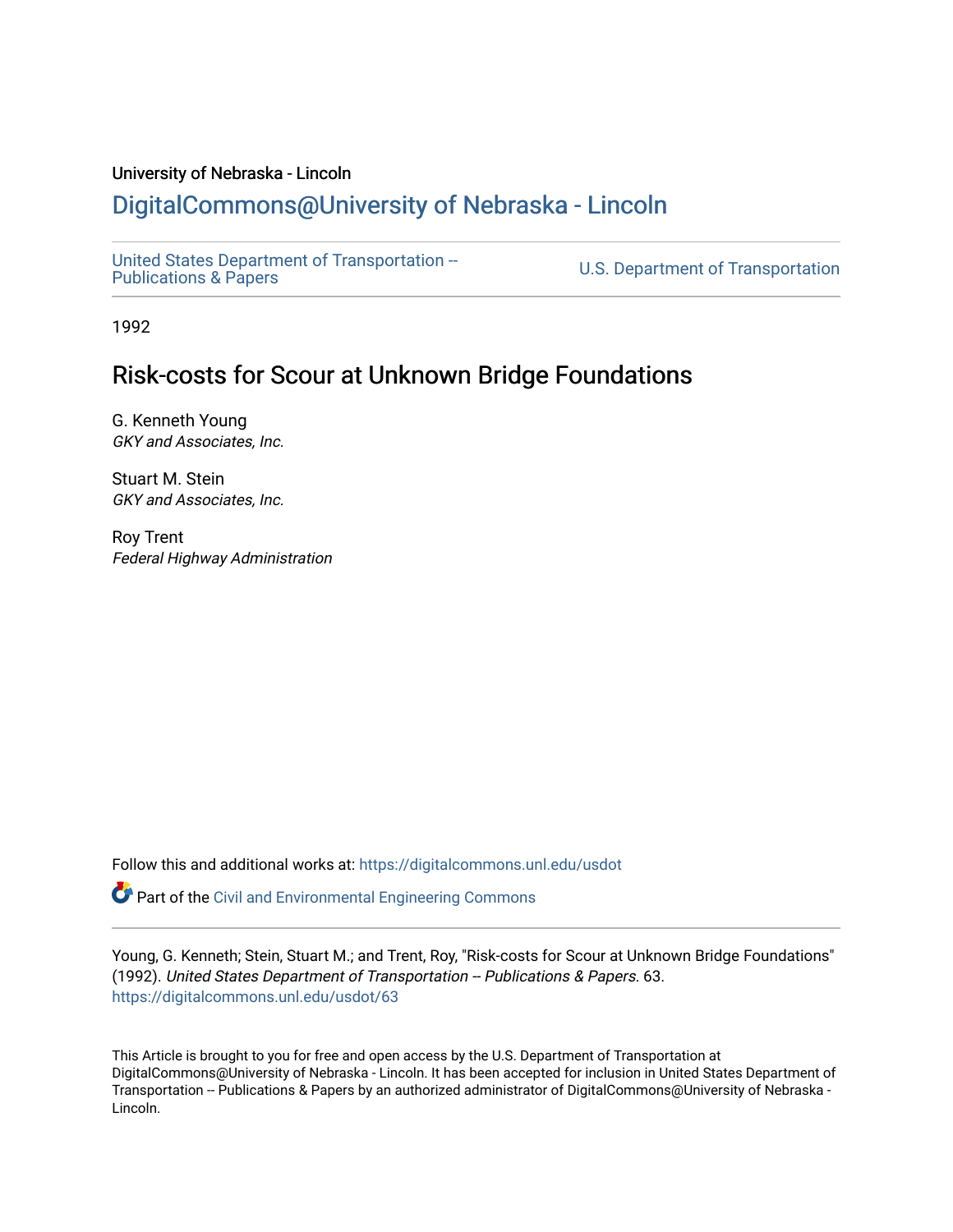University of Nebraska - Lincoln

# DigitalCommons@University of Nebraska - Lincoln

United States Department of Transportation -- Publications & Papers

U.S. Department of Transportation

1992

## Risk-costs for Scour at Unknown Bridge Foundations

G. Kenneth Young
*GKY and Associates, Inc.*

Stuart M. Stein
*GKY and Associates, Inc.*

Roy Trent
*Federal Highway Administration*

Follow this and additional works at: https://digitalcommons.unl.edu/usdot

Part of the Civil and Environmental Engineering Commons

Young, G. Kenneth; Stein, Stuart M.; and Trent, Roy, "Risk-costs for Scour at Unknown Bridge Foundations" (1992). *United States Department of Transportation -- Publications & Papers*. 63.
https://digitalcommons.unl.edu/usdot/63

This Article is brought to you for free and open access by the U.S. Department of Transportation at DigitalCommons@University of Nebraska - Lincoln. It has been accepted for inclusion in United States Department of Transportation -- Publications & Papers by an authorized administrator of DigitalCommons@University of Nebraska - Lincoln.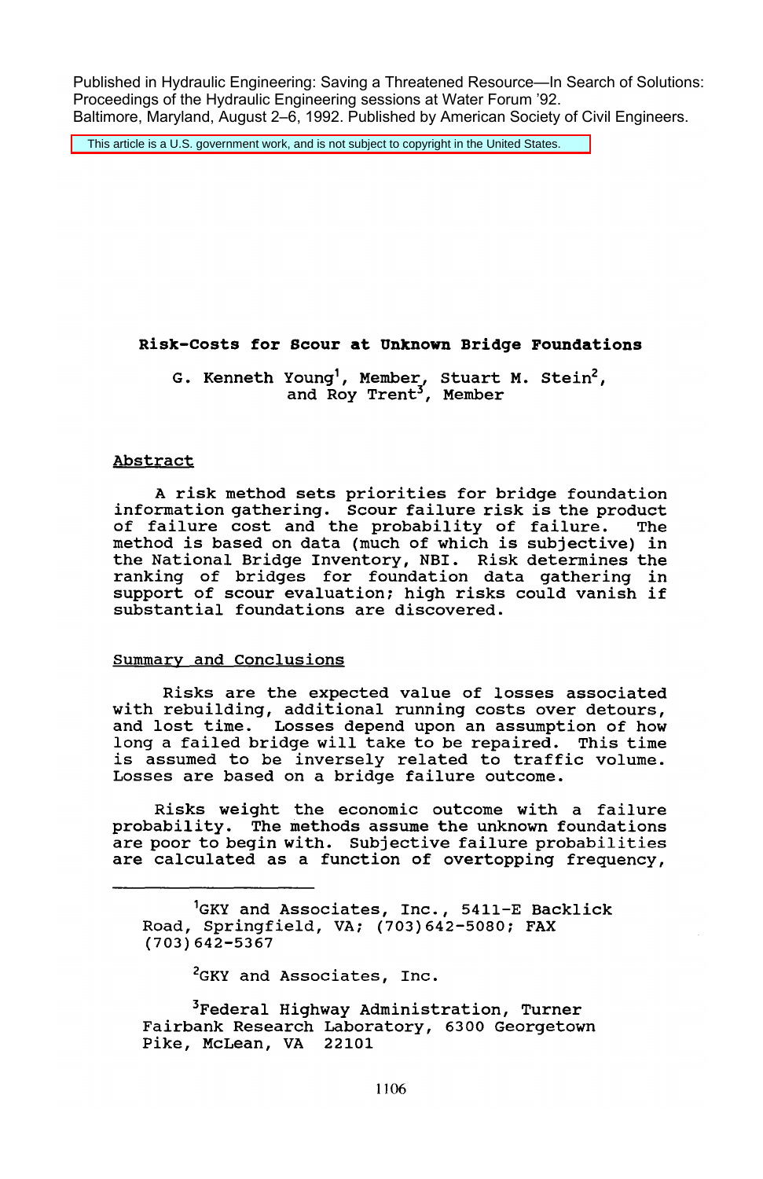Published in Hydraulic Engineering: Saving a Threatened Resource—In Search of Solutions: Proceedings of the Hydraulic Engineering sessions at Water Forum '92. Baltimore, Maryland, August 2–6, 1992. Published by American Society of Civil Engineers.

This article is a U.S. government work, and is not subject to copyright in the United States.

# Risk-Costs for Scour at Unknown Bridge Foundations

G. Kenneth Young[1], Member, Stuart M. Stein[2], and Roy Trent[3], Member

## Abstract

A risk method sets priorities for bridge foundation information gathering. Scour failure risk is the product of failure cost and the probability of failure. The method is based on data (much of which is subjective) in the National Bridge Inventory, NBI. Risk determines the ranking of bridges for foundation data gathering in support of scour evaluation; high risks could vanish if substantial foundations are discovered.

## Summary and Conclusions

Risks are the expected value of losses associated with rebuilding, additional running costs over detours, and lost time. Losses depend upon an assumption of how long a failed bridge will take to be repaired. This time is assumed to be inversely related to traffic volume. Losses are based on a bridge failure outcome.

Risks weight the economic outcome with a failure probability. The methods assume the unknown foundations are poor to begin with. Subjective failure probabilities are calculated as a function of overtopping frequency,

---

[1]GKY and Associates, Inc., 5411-E Backlick Road, Springfield, VA; (703)642-5080; FAX (703)642-5367

[2]GKY and Associates, Inc.

[3]Federal Highway Administration, Turner Fairbank Research Laboratory, 6300 Georgetown Pike, McLean, VA 22101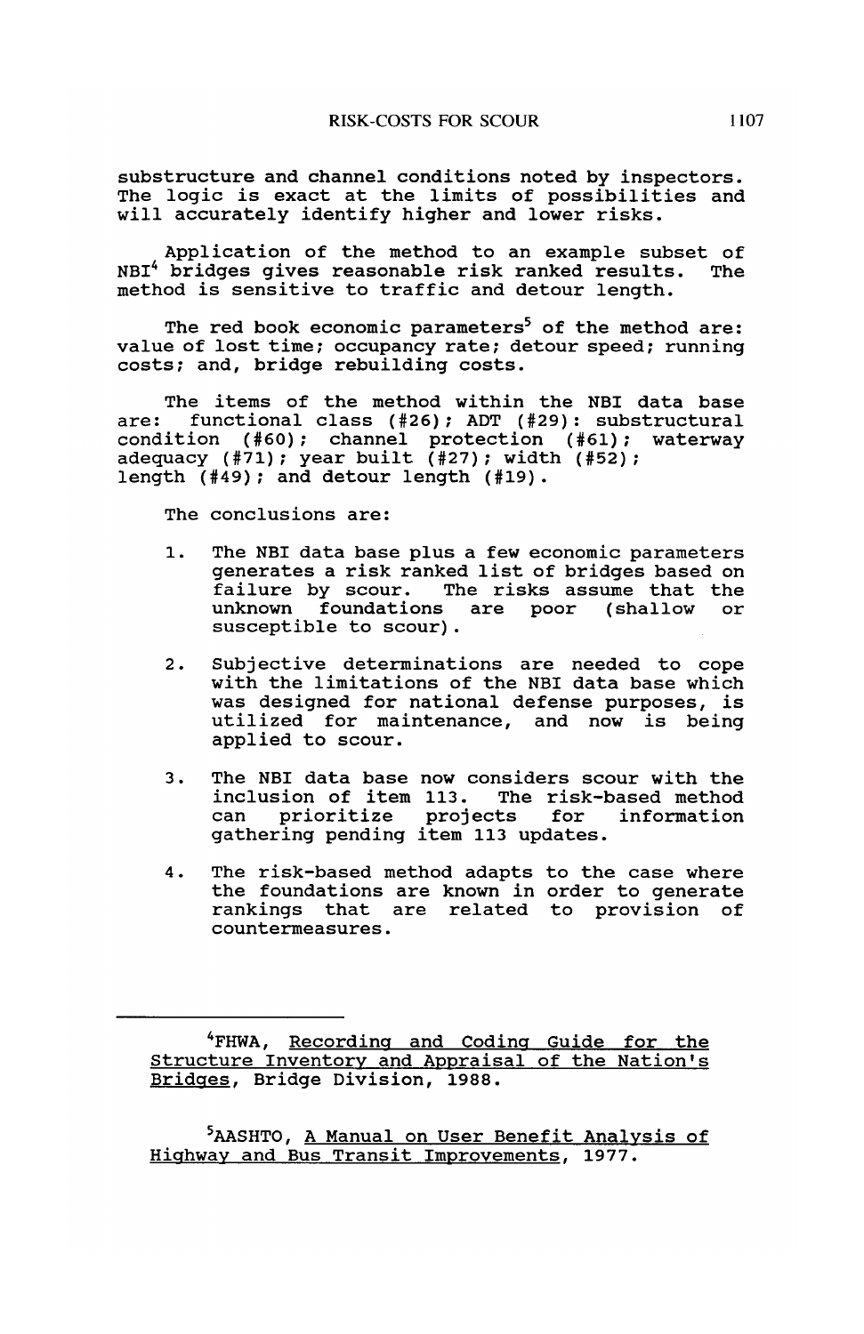substructure and channel conditions noted by inspectors. The logic is exact at the limits of possibilities and will accurately identify higher and lower risks.

Application of the method to an example subset of NBI[4] bridges gives reasonable risk ranked results. The method is sensitive to traffic and detour length.

The red book economic parameters[5] of the method are: value of lost time; occupancy rate; detour speed; running costs; and, bridge rebuilding costs.

The items of the method within the NBI data base are: functional class (#26); ADT (#29): substructural condition (#60); channel protection (#61); waterway adequacy (#71); year built (#27); width (#52); length (#49); and detour length (#19).

The conclusions are:

1. The NBI data base plus a few economic parameters generates a risk ranked list of bridges based on failure by scour. The risks assume that the unknown foundations are poor (shallow or susceptible to scour).

2. Subjective determinations are needed to cope with the limitations of the NBI data base which was designed for national defense purposes, is utilized for maintenance, and now is being applied to scour.

3. The NBI data base now considers scour with the inclusion of item 113. The risk-based method can prioritize projects for information gathering pending item 113 updates.

4. The risk-based method adapts to the case where the foundations are known in order to generate rankings that are related to provision of countermeasures.

---

[4] FHWA, Recording and Coding Guide for the Structure Inventory and Appraisal of the Nation's Bridges, Bridge Division, 1988.

[5] AASHTO, A Manual on User Benefit Analysis of Highway and Bus Transit Improvements, 1977.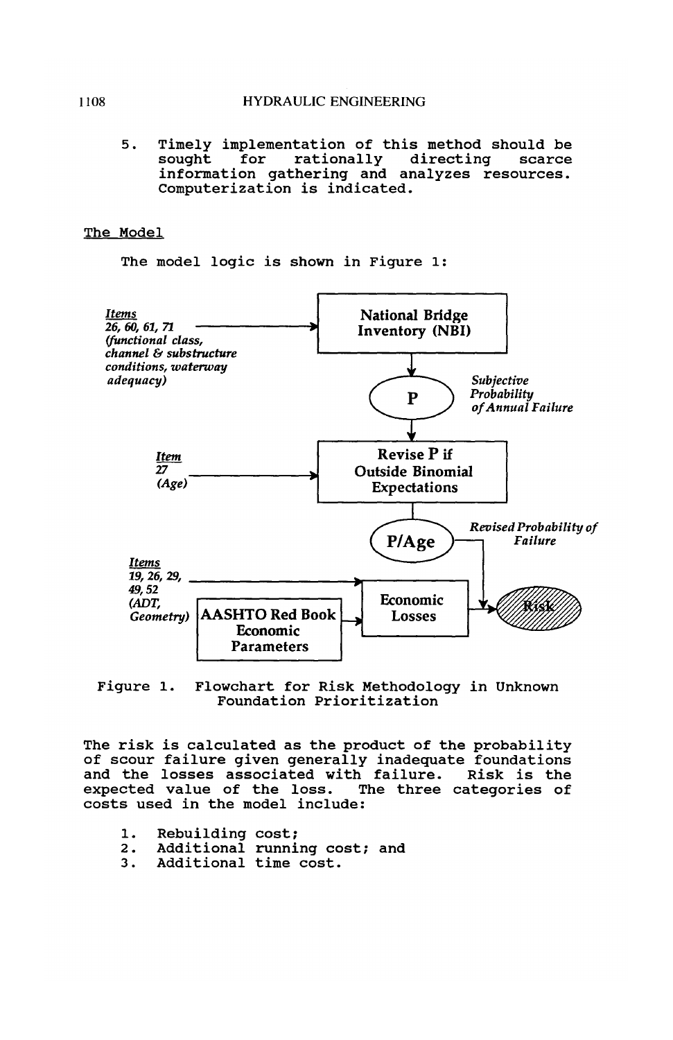5. Timely implementation of this method should be sought for rationally directing scarce information gathering and analyzes resources. Computerization is indicated.

## The Model

The model logic is shown in Figure 1:

Figure 1. Flowchart for Risk Methodology in Unknown Foundation Prioritization

The risk is calculated as the product of the probability of scour failure given generally inadequate foundations and the losses associated with failure. Risk is the expected value of the loss. The three categories of costs used in the model include:

1. Rebuilding cost;
2. Additional running cost; and
3. Additional time cost.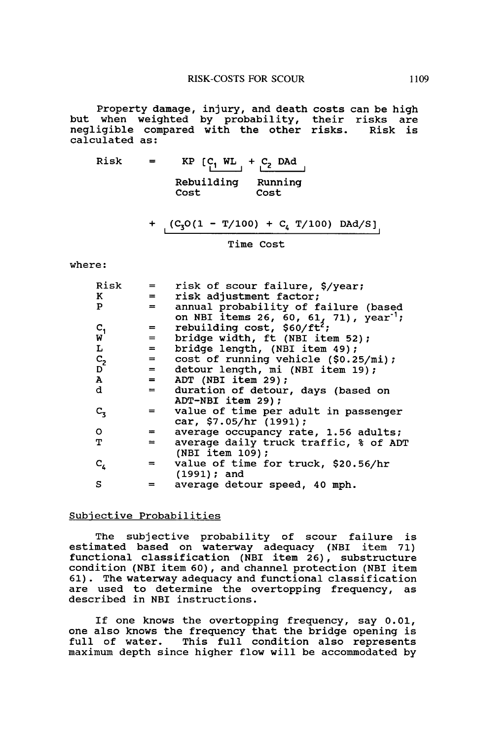Property damage, injury, and death costs can be high but when weighted by probability, their risks are negligible compared with the other risks. Risk is calculated as:

$$\text{Risk} = KP\,[\underbrace{C_1\,WL}_{\text{Rebuilding Cost}} + \underbrace{C_2\,DAd}_{\text{Running Cost}} + \underbrace{(C_3O(1 - T/100) + C_4\,T/100)\,DAd/S}_{\text{Time Cost}}]$$

where:

| | | |
|---|---|---|
| Risk | = | risk of scour failure, \$/year; |
| $K$ | = | risk adjustment factor; |
| $P$ | = | annual probability of failure (based on NBI items 26, 60, 61, 71), $\text{year}^{-1}$; |
| $C_1$ | = | rebuilding cost, \$60/$\text{ft}^2$; |
| $W$ | = | bridge width, ft (NBI item 52); |
| $L$ | = | bridge length, (NBI item 49); |
| $C_2$ | = | cost of running vehicle (\$0.25/mi); |
| $D$ | = | detour length, mi (NBI item 19); |
| $A$ | = | ADT (NBI item 29); |
| $d$ | = | duration of detour, days (based on ADT-NBI item 29); |
| $C_3$ | = | value of time per adult in passenger car, \$7.05/hr (1991); |
| $O$ | = | average occupancy rate, 1.56 adults; |
| $T$ | = | average daily truck traffic, % of ADT (NBI item 109); |
| $C_4$ | = | value of time for truck, \$20.56/hr (1991); and |
| $S$ | = | average detour speed, 40 mph. |

## Subjective Probabilities

The subjective probability of scour failure is estimated based on waterway adequacy (NBI item 71) functional classification (NBI item 26), substructure condition (NBI item 60), and channel protection (NBI item 61). The waterway adequacy and functional classification are used to determine the overtopping frequency, as described in NBI instructions.

If one knows the overtopping frequency, say 0.01, one also knows the frequency that the bridge opening is full of water. This full condition also represents maximum depth since higher flow will be accommodated by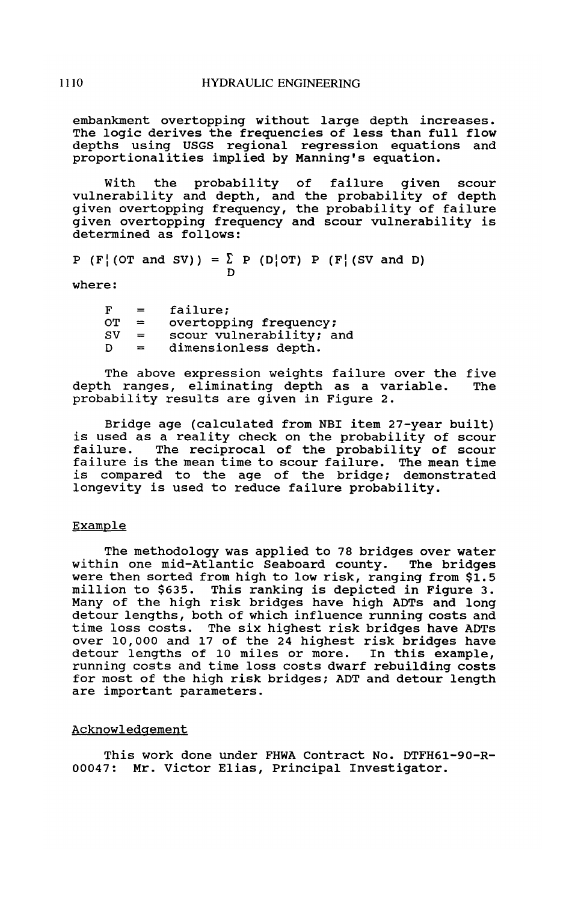embankment overtopping without large depth increases. The logic derives the frequencies of less than full flow depths using USGS regional regression equations and proportionalities implied by Manning's equation.

With the probability of failure given scour vulnerability and depth, and the probability of depth given overtopping frequency, the probability of failure given overtopping frequency and scour vulnerability is determined as follows:

$$P\,(F\,|\,(OT \text{ and } SV)) = \sum_{D} P\,(D\,|\,OT)\; P\,(F\,|\,(SV \text{ and } D))$$

where:

- F = failure;
- OT = overtopping frequency;
- SV = scour vulnerability; and
- D = dimensionless depth.

The above expression weights failure over the five depth ranges, eliminating depth as a variable. The probability results are given in Figure 2.

Bridge age (calculated from NBI item 27-year built) is used as a reality check on the probability of scour failure. The reciprocal of the probability of scour failure is the mean time to scour failure. The mean time is compared to the age of the bridge; demonstrated longevity is used to reduce failure probability.

## Example

The methodology was applied to 78 bridges over water within one mid-Atlantic Seaboard county. The bridges were then sorted from high to low risk, ranging from $1.5 million to $635. This ranking is depicted in Figure 3. Many of the high risk bridges have high ADTs and long detour lengths, both of which influence running costs and time loss costs. The six highest risk bridges have ADTs over 10,000 and 17 of the 24 highest risk bridges have detour lengths of 10 miles or more. In this example, running costs and time loss costs dwarf rebuilding costs for most of the high risk bridges; ADT and detour length are important parameters.

## Acknowledgement

This work done under FHWA Contract No. DTFH61-90-R-00047: Mr. Victor Elias, Principal Investigator.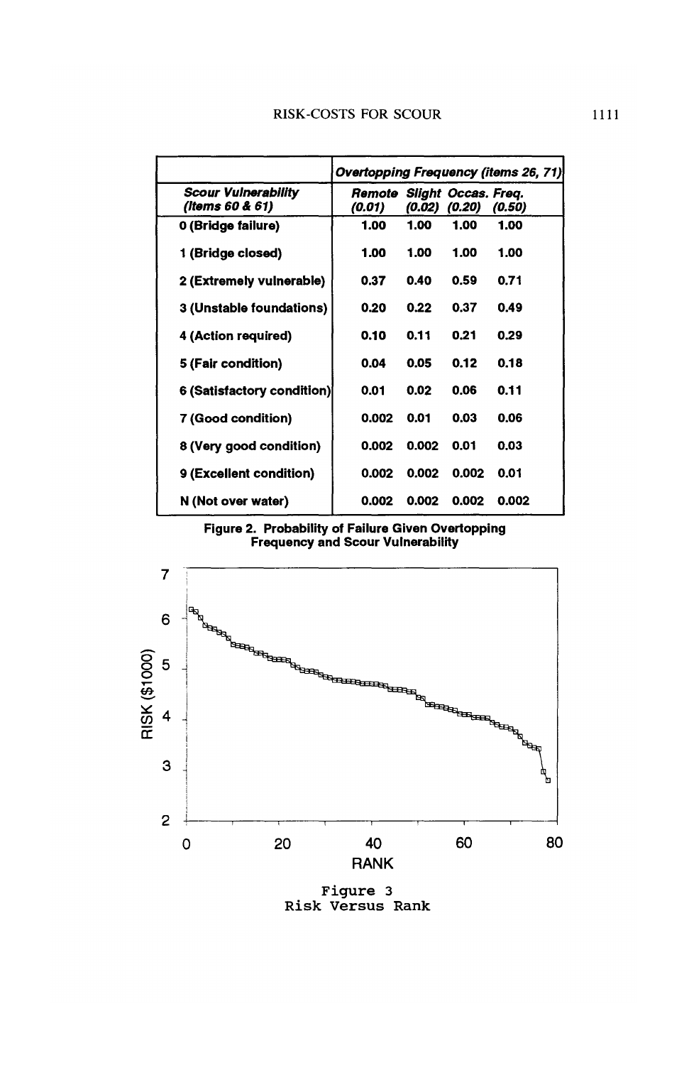| | Overtopping Frequency (items 26, 71) | | | |
|---|---|---|---|---|
| **Scour Vulnerability (Items 60 & 61)** | **Remote (0.01)** | **Slight (0.02)** | **Occas. (0.20)** | **Freq. (0.50)** |
| 0 (Bridge failure) | 1.00 | 1.00 | 1.00 | 1.00 |
| 1 (Bridge closed) | 1.00 | 1.00 | 1.00 | 1.00 |
| 2 (Extremely vulnerable) | 0.37 | 0.40 | 0.59 | 0.71 |
| 3 (Unstable foundations) | 0.20 | 0.22 | 0.37 | 0.49 |
| 4 (Action required) | 0.10 | 0.11 | 0.21 | 0.29 |
| 5 (Fair condition) | 0.04 | 0.05 | 0.12 | 0.18 |
| 6 (Satisfactory condition) | 0.01 | 0.02 | 0.06 | 0.11 |
| 7 (Good condition) | 0.002 | 0.01 | 0.03 | 0.06 |
| 8 (Very good condition) | 0.002 | 0.002 | 0.01 | 0.03 |
| 9 (Excellent condition) | 0.002 | 0.002 | 0.002 | 0.01 |
| N (Not over water) | 0.002 | 0.002 | 0.002 | 0.002 |

**Figure 2. Probability of Failure Given Overtopping Frequency and Scour Vulnerability**

RISK ($1000)

7
6
5
4
3
2

0
20
40
60
80

RANK

Figure 3
Risk Versus Rank